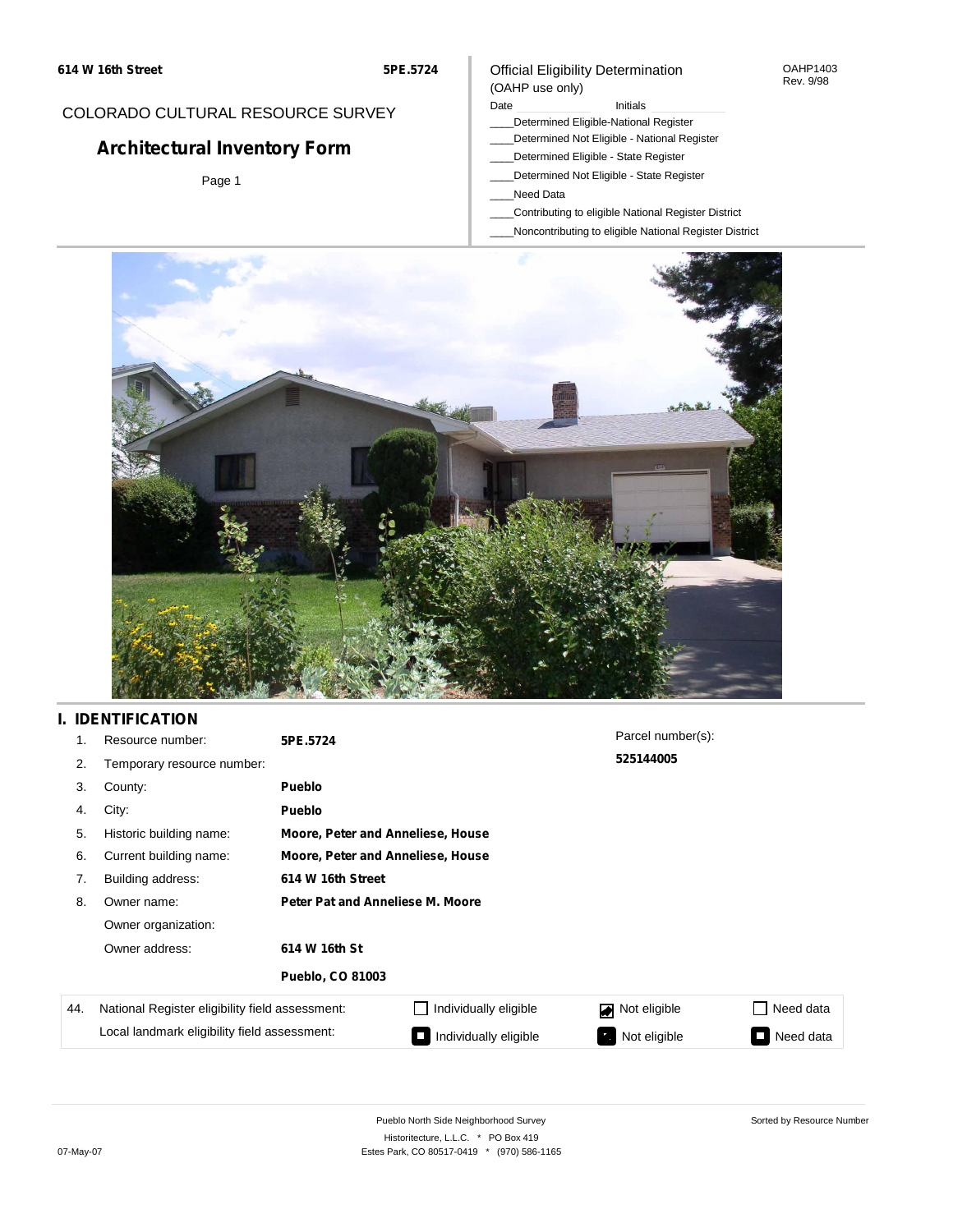COLORADO CULTURAL RESOURCE SURVEY

# Architectural Inventory Form

Page 1

Official Eligibility Determination
(OAHP use only)

OAHP1403
Rev. 9/98

Date ______ Initials ______

____Determined Eligible-National Register
____Determined Not Eligible - National Register
____Determined Eligible - State Register
____Determined Not Eligible - State Register
____Need Data
____Contributing to eligible National Register District
____Noncontributing to eligible National Register District

## I. IDENTIFICATION

1. Resource number: **5PE.5724**
2. Temporary resource number:
3. County: **Pueblo**
4. City: **Pueblo**
5. Historic building name: **Moore, Peter and Anneliese, House**
6. Current building name: **Moore, Peter and Anneliese, House**
7. Building address: **614 W 16th Street**
8. Owner name: **Peter Pat and Anneliese M. Moore**

   Owner organization:

   Owner address: **614 W 16th St**

   **Pueblo, CO 81003**

Parcel number(s):
**525144005**

| 44. | | | | |
|---|---|---|---|---|
| | National Register eligibility field assessment: | ☐ Individually eligible | ☑ Not eligible | ☐ Need data |
| | Local landmark eligibility field assessment: | ■ Individually eligible | ■ Not eligible | ■ Need data |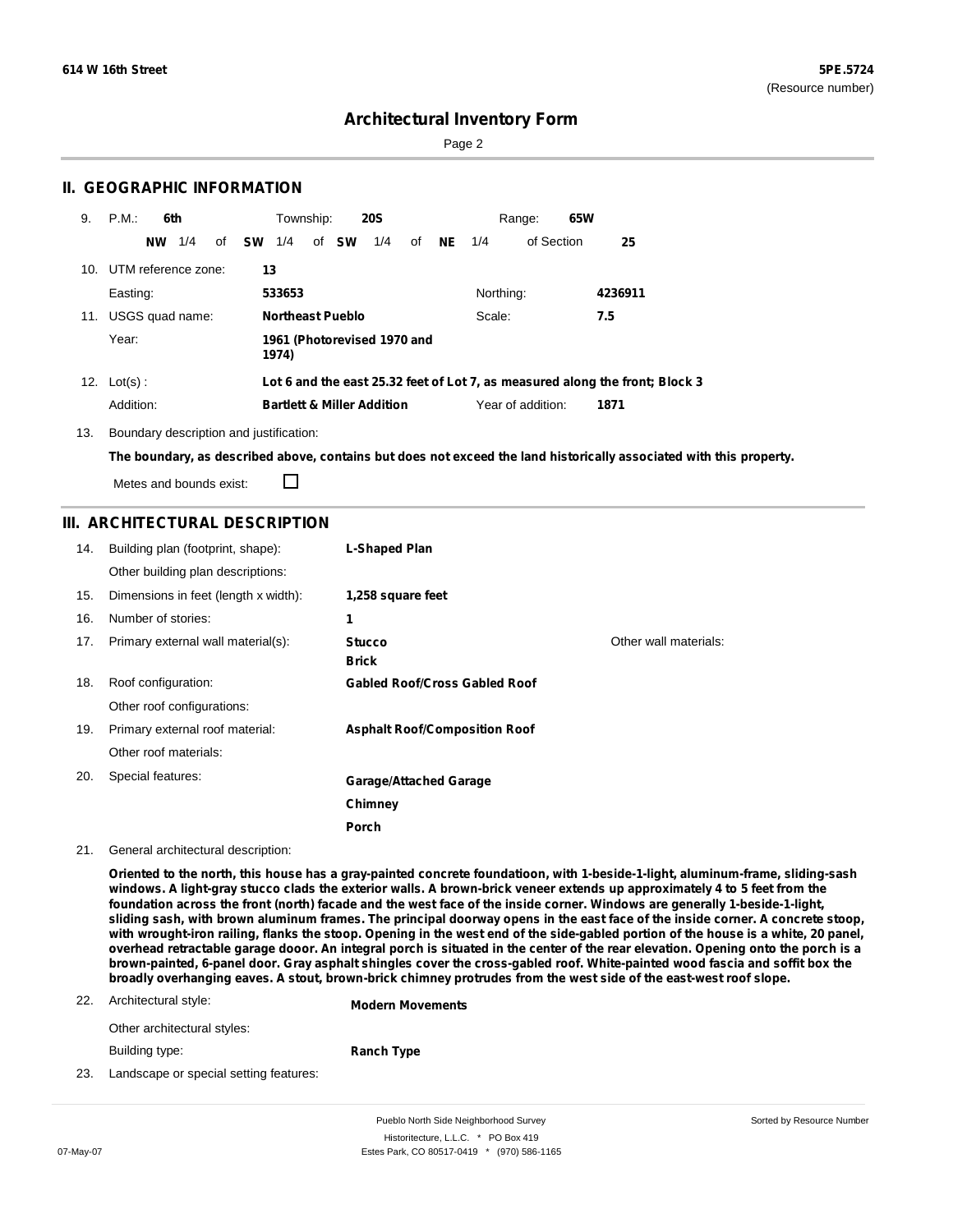# Architectural Inventory Form

## II. GEOGRAPHIC INFORMATION

9. P.M.: **6th** Township: **20S** Range: **65W**

**NW** 1/4 of **SW** 1/4 of **SW** 1/4 of **NE** 1/4 of Section **25**

10. UTM reference zone: **13**

Easting: **533653** Northing: **4236911**

11. USGS quad name: **Northeast Pueblo** Scale: **7.5**

Year: **1961 (Photorevised 1970 and 1974)**

12. Lot(s) : **Lot 6 and the east 25.32 feet of Lot 7, as measured along the front; Block 3**

Addition: **Bartlett & Miller Addition** Year of addition: **1871**

13. Boundary description and justification:

**The boundary, as described above, contains but does not exceed the land historically associated with this property.**

Metes and bounds exist: ☐

## III. ARCHITECTURAL DESCRIPTION

14. Building plan (footprint, shape): **L-Shaped Plan**

Other building plan descriptions:

15. Dimensions in feet (length x width): **1,258 square feet**

16. Number of stories: **1**

17. Primary external wall material(s): **Stucco**, **Brick** Other wall materials:

18. Roof configuration: **Gabled Roof/Cross Gabled Roof**

Other roof configurations:

19. Primary external roof material: **Asphalt Roof/Composition Roof**

Other roof materials:

20. Special features: **Garage/Attached Garage**, **Chimney**, **Porch**

21. General architectural description:

**Oriented to the north, this house has a gray-painted concrete foundatioon, with 1-beside-1-light, aluminum-frame, sliding-sash windows. A light-gray stucco clads the exterior walls. A brown-brick veneer extends up approximately 4 to 5 feet from the foundation across the front (north) facade and the west face of the inside corner. Windows are generally 1-beside-1-light, sliding sash, with brown aluminum frames. The principal doorway opens in the east face of the inside corner. A concrete stoop, with wrought-iron railing, flanks the stoop. Opening in the west end of the side-gabled portion of the house is a white, 20 panel, overhead retractable garage dooor. An integral porch is situated in the center of the rear elevation. Opening onto the porch is a brown-painted, 6-panel door. Gray asphalt shingles cover the cross-gabled roof. White-painted wood fascia and soffit box the broadly overhanging eaves. A stout, brown-brick chimney protrudes from the west side of the east-west roof slope.**

22. Architectural style: **Modern Movements**

Other architectural styles:

Building type: **Ranch Type**

23. Landscape or special setting features: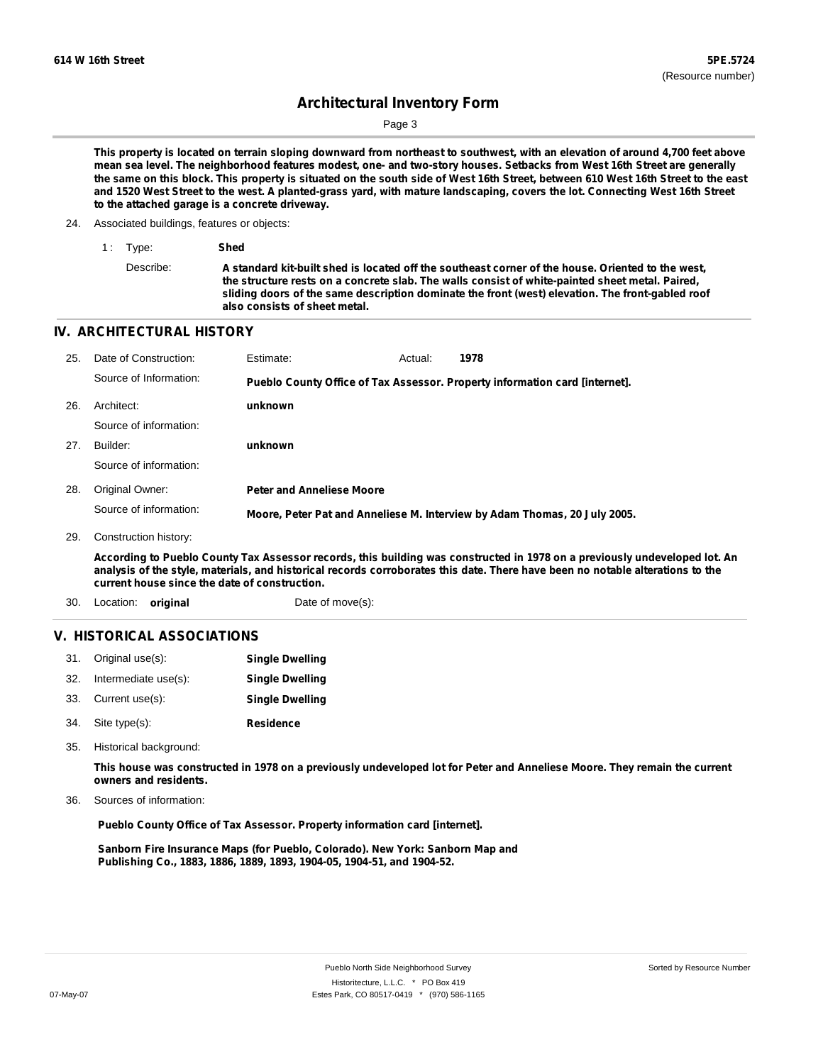# Architectural Inventory Form

**This property is located on terrain sloping downward from northeast to southwest, with an elevation of around 4,700 feet above mean sea level. The neighborhood features modest, one- and two-story houses. Setbacks from West 16th Street are generally the same on this block. This property is situated on the south side of West 16th Street, between 610 West 16th Street to the east and 1520 West Street to the west. A planted-grass yard, with mature landscaping, covers the lot. Connecting West 16th Street to the attached garage is a concrete driveway.**

24. Associated buildings, features or objects:

1 : Type: **Shed**

Describe: **A standard kit-built shed is located off the southeast corner of the house. Oriented to the west, the structure rests on a concrete slab. The walls consist of white-painted sheet metal. Paired, sliding doors of the same description dominate the front (west) elevation. The front-gabled roof also consists of sheet metal.**

## IV. ARCHITECTURAL HISTORY

25. Date of Construction: Estimate: Actual: **1978**

Source of Information: **Pueblo County Office of Tax Assessor. Property information card [internet].**

26. Architect: **unknown**

Source of information:

27. Builder: **unknown**

Source of information:

28. Original Owner: **Peter and Anneliese Moore**

Source of information: **Moore, Peter Pat and Anneliese M. Interview by Adam Thomas, 20 July 2005.**

29. Construction history:

**According to Pueblo County Tax Assessor records, this building was constructed in 1978 on a previously undeveloped lot. An analysis of the style, materials, and historical records corroborates this date. There have been no notable alterations to the current house since the date of construction.**

30. Location: **original** Date of move(s):

## V. HISTORICAL ASSOCIATIONS

31. Original use(s): **Single Dwelling**
32. Intermediate use(s): **Single Dwelling**
33. Current use(s): **Single Dwelling**
34. Site type(s): **Residence**
35. Historical background:

**This house was constructed in 1978 on a previously undeveloped lot for Peter and Anneliese Moore. They remain the current owners and residents.**

36. Sources of information:

**Pueblo County Office of Tax Assessor. Property information card [internet].**

**Sanborn Fire Insurance Maps (for Pueblo, Colorado). New York: Sanborn Map and Publishing Co., 1883, 1886, 1889, 1893, 1904-05, 1904-51, and 1904-52.**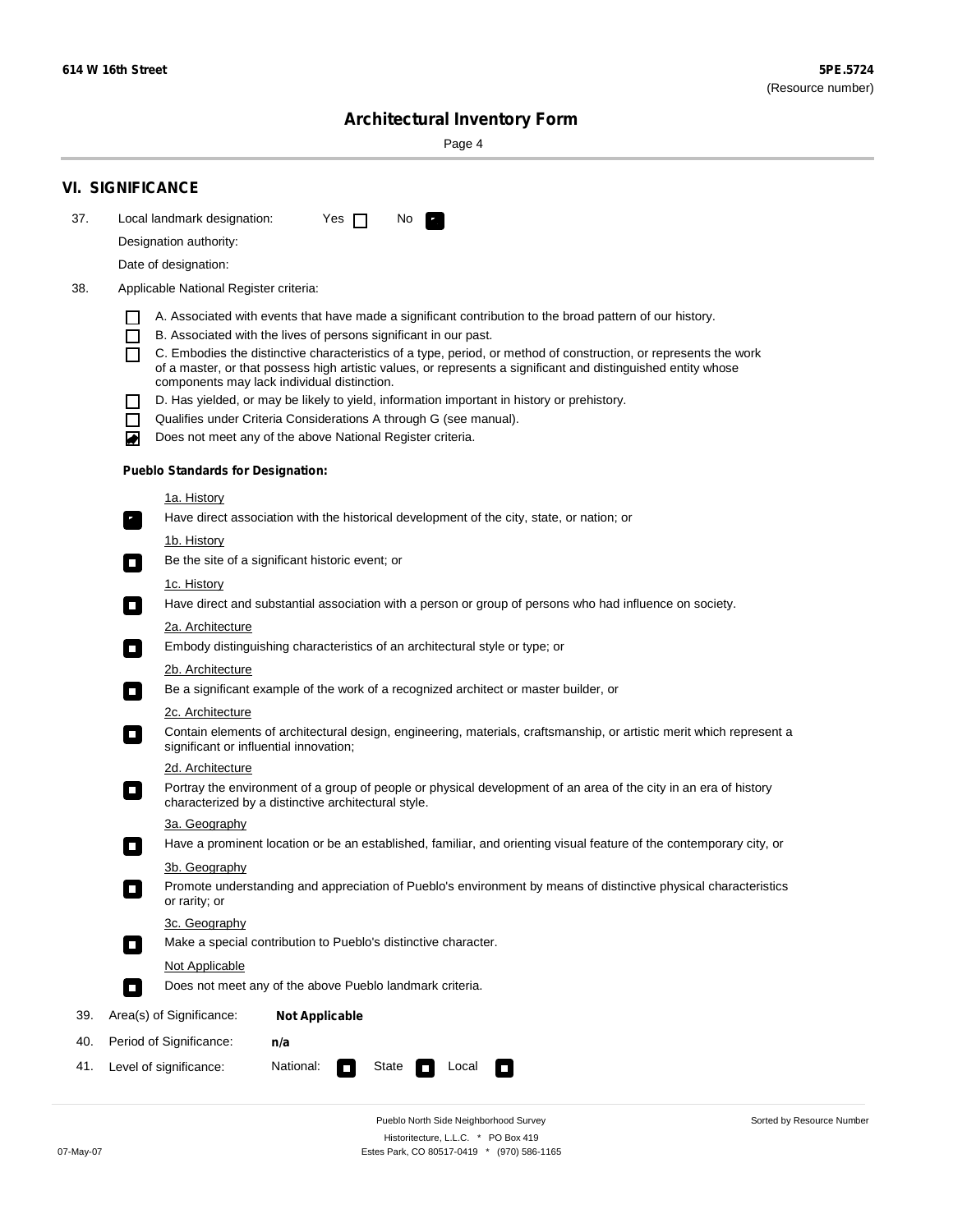## VI. SIGNIFICANCE

37. Local landmark designation: Yes ☐ No ☑

Designation authority:

Date of designation:

38. Applicable National Register criteria:

- ☐ A. Associated with events that have made a significant contribution to the broad pattern of our history.
- ☐ B. Associated with the lives of persons significant in our past.
- ☐ C. Embodies the distinctive characteristics of a type, period, or method of construction, or represents the work of a master, or that possess high artistic values, or represents a significant and distinguished entity whose components may lack individual distinction.
- ☐ D. Has yielded, or may be likely to yield, information important in history or prehistory.
- ☐ Qualifies under Criteria Considerations A through G (see manual).
- ☑ Does not meet any of the above National Register criteria.

**Pueblo Standards for Designation:**

1a. History
☑ Have direct association with the historical development of the city, state, or nation; or

1b. History
☐ Be the site of a significant historic event; or

1c. History
☐ Have direct and substantial association with a person or group of persons who had influence on society.

2a. Architecture
☐ Embody distinguishing characteristics of an architectural style or type; or

2b. Architecture
☐ Be a significant example of the work of a recognized architect or master builder, or

2c. Architecture
☐ Contain elements of architectural design, engineering, materials, craftsmanship, or artistic merit which represent a significant or influential innovation;

2d. Architecture
☐ Portray the environment of a group of people or physical development of an area of the city in an era of history characterized by a distinctive architectural style.

3a. Geography
☐ Have a prominent location or be an established, familiar, and orienting visual feature of the contemporary city, or

3b. Geography
☐ Promote understanding and appreciation of Pueblo's environment by means of distinctive physical characteristics or rarity; or

3c. Geography
☐ Make a special contribution to Pueblo's distinctive character.

Not Applicable
☐ Does not meet any of the above Pueblo landmark criteria.

39. Area(s) of Significance: **Not Applicable**

40. Period of Significance: **n/a**

41. Level of significance: National: ☐ State ☐ Local ☐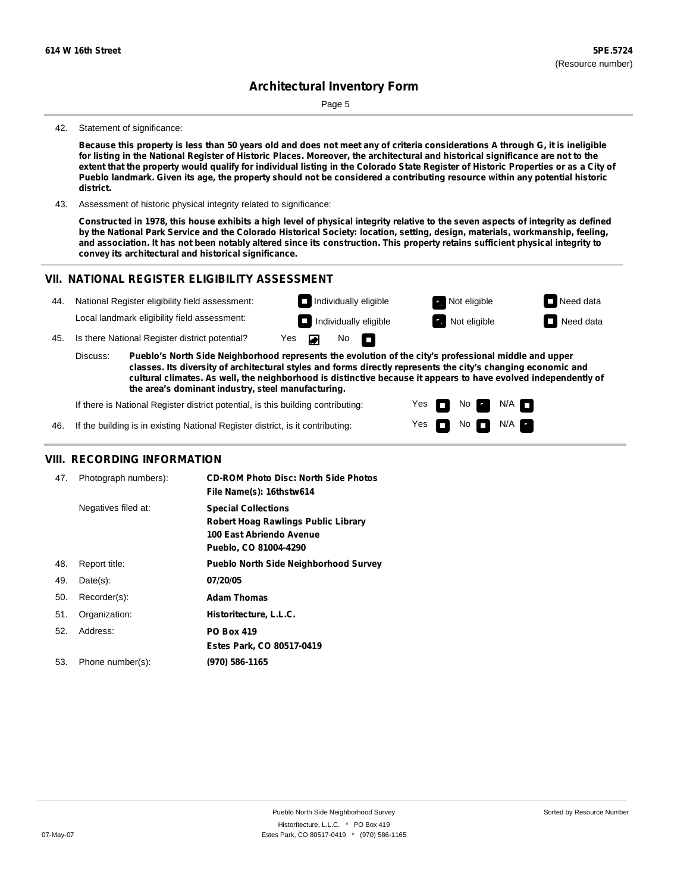**614 W 16th Street** **5PE.5724**
(Resource number)

# Architectural Inventory Form

42. Statement of significance:

**Because this property is less than 50 years old and does not meet any of criteria considerations A through G, it is ineligible for listing in the National Register of Historic Places. Moreover, the architectural and historical significance are not to the extent that the property would qualify for individual listing in the Colorado State Register of Historic Properties or as a City of Pueblo landmark. Given its age, the property should not be considered a contributing resource within any potential historic district.**

43. Assessment of historic physical integrity related to significance:

**Constructed in 1978, this house exhibits a high level of physical integrity relative to the seven aspects of integrity as defined by the National Park Service and the Colorado Historical Society: location, setting, design, materials, workmanship, feeling, and association. It has not been notably altered since its construction. This property retains sufficient physical integrity to convey its architectural and historical significance.**

## VII. NATIONAL REGISTER ELIGIBILITY ASSESSMENT

44. National Register eligibility field assessment: ☐ Individually eligible ☑ Not eligible ☐ Need data

Local landmark eligibility field assessment: ☐ Individually eligible ☑ Not eligible ☐ Need data

45. Is there National Register district potential? Yes ☑ No ☐

Discuss: **Pueblo's North Side Neighborhood represents the evolution of the city's professional middle and upper classes. Its diversity of architectural styles and forms directly represents the city's changing economic and cultural climates. As well, the neighborhood is distinctive because it appears to have evolved independently of the area's dominant industry, steel manufacturing.**

If there is National Register district potential, is this building contributing: Yes ☐ No ☑ N/A ☐

46. If the building is in existing National Register district, is it contributing: Yes ☐ No ☐ N/A ☑

## VIII. RECORDING INFORMATION

47. Photograph numbers): **CD-ROM Photo Disc: North Side Photos**
**File Name(s): 16thstw614**

Negatives filed at: **Special Collections**
**Robert Hoag Rawlings Public Library**
**100 East Abriendo Avenue**
**Pueblo, CO 81004-4290**

48. Report title: **Pueblo North Side Neighborhood Survey**

49. Date(s): **07/20/05**

50. Recorder(s): **Adam Thomas**

51. Organization: **Historitecture, L.L.C.**

52. Address: **PO Box 419**
**Estes Park, CO 80517-0419**

53. Phone number(s): **(970) 586-1165**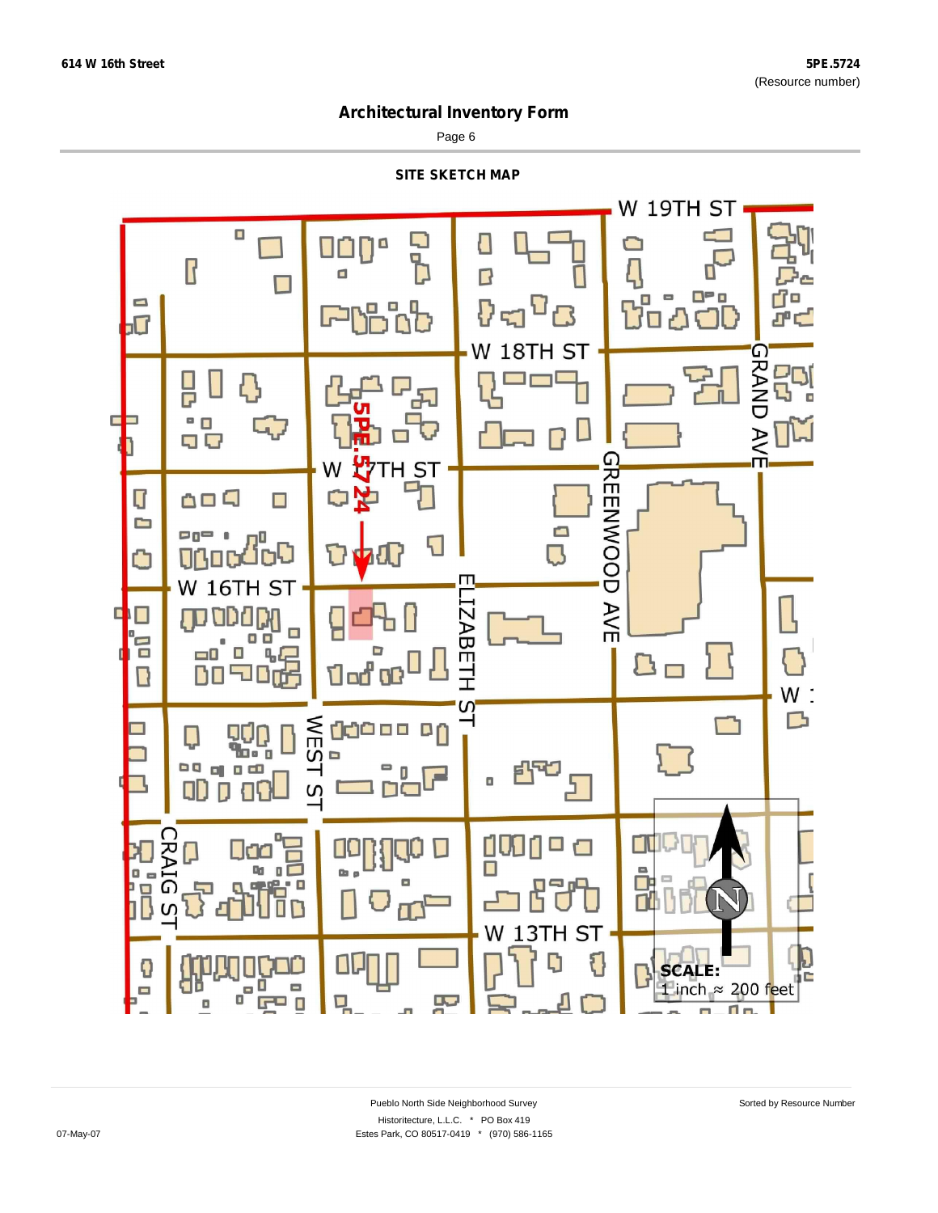## Architectural Inventory Form

### SITE SKETCH MAP

W 19TH ST

W 18TH ST

W 17TH ST

W 16TH ST

GRAND AVE

GREENWOOD AVE

ELIZABETH ST

WEST ST

CRAIG ST

W 13TH ST

5PE.5724

SCALE:
1 inch ≈ 200 feet

Pueblo North Side Neighborhood Survey
Historitecture, L.L.C. * PO Box 419
Estes Park, CO 80517-0419 * (970) 586-1165

Sorted by Resource Number

07-May-07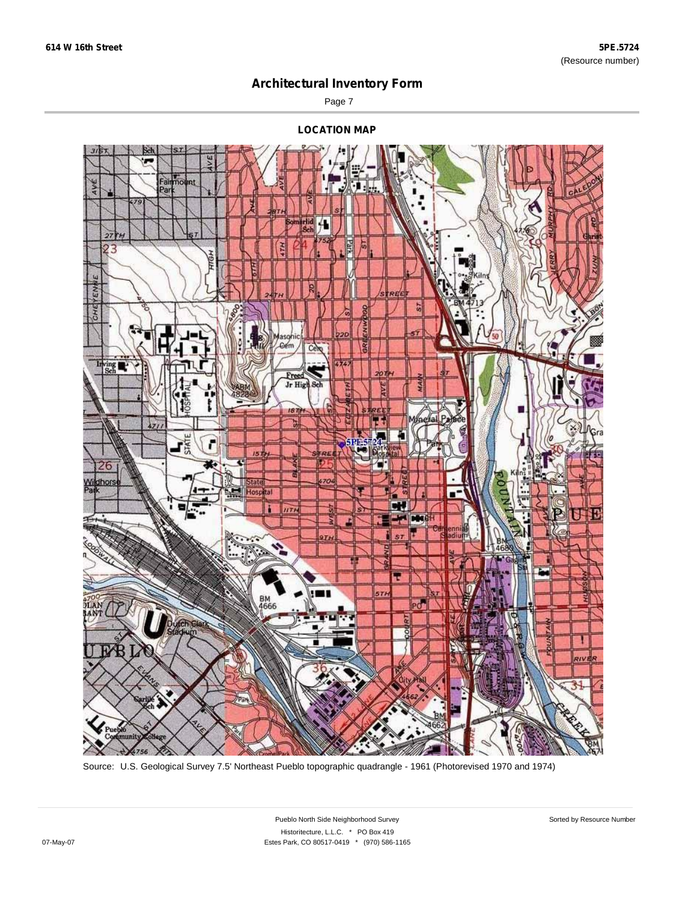## LOCATION MAP

Source: U.S. Geological Survey 7.5' Northeast Pueblo topographic quadrangle - 1961 (Photorevised 1970 and 1974)